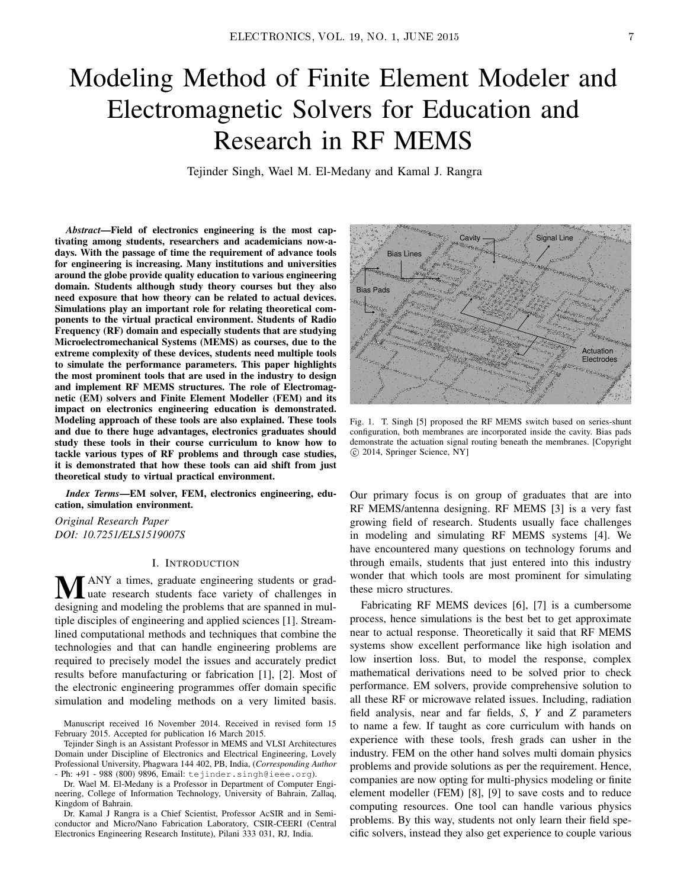# Modeling Method of Finite Element Modeler and Electromagnetic Solvers for Education and Research in RF MEMS

Tejinder Singh, Wael M. El-Medany and Kamal J. Rangra

***Abstract*—Field of electronics engineering is the most captivating among students, researchers and academicians now-a-days. With the passage of time the requirement of advance tools for engineering is increasing. Many institutions and universities around the globe provide quality education to various engineering domain. Students although study theory courses but they also need exposure that how theory can be related to actual devices. Simulations play an important role for relating theoretical components to the virtual practical environment. Students of Radio Frequency (RF) domain and especially students that are studying Microelectromechanical Systems (MEMS) as courses, due to the extreme complexity of these devices, students need multiple tools to simulate the performance parameters. This paper highlights the most prominent tools that are used in the industry to design and implement RF MEMS structures. The role of Electromagnetic (EM) solvers and Finite Element Modeller (FEM) and its impact on electronics engineering education is demonstrated. Modeling approach of these tools are also explained. These tools and due to there huge advantages, electronics graduates should study these tools in their course curriculum to know how to tackle various types of RF problems and through case studies, it is demonstrated that how these tools can aid shift from just theoretical study to virtual practical environment.**

***Index Terms*—EM solver, FEM, electronics engineering, education, simulation environment.**

*Original Research Paper*
*DOI: 10.7251/ELS1519007S*

## I. Introduction

MANY a times, graduate engineering students or graduate research students face variety of challenges in designing and modeling the problems that are spanned in multiple disciples of engineering and applied sciences [1]. Streamlined computational methods and techniques that combine the technologies and that can handle engineering problems are required to precisely model the issues and accurately predict results before manufacturing or fabrication [1], [2]. Most of the electronic engineering programmes offer domain specific simulation and modeling methods on a very limited basis.

Manuscript received 16 November 2014. Received in revised form 15 February 2015. Accepted for publication 16 March 2015.

Tejinder Singh is an Assistant Professor in MEMS and VLSI Architectures Domain under Discipline of Electronics and Electrical Engineering, Lovely Professional University, Phagwara 144 402, PB, India, (*Corresponding Author* - Ph: +91 - 988 (800) 9896, Email: tejinder.singh@ieee.org).

Dr. Wael M. El-Medany is a Professor in Department of Computer Engineering, College of Information Technology, University of Bahrain, Zallaq, Kingdom of Bahrain.

Dr. Kamal J Rangra is a Chief Scientist, Professor AcSIR and in Semiconductor and Micro/Nano Fabrication Laboratory, CSIR-CEERI (Central Electronics Engineering Research Institute), Pilani 333 031, RJ, India.

Fig. 1. T. Singh [5] proposed the RF MEMS switch based on series-shunt configuration, both membranes are incorporated inside the cavity. Bias pads demonstrate the actuation signal routing beneath the membranes. [Copyright © 2014, Springer Science, NY]

Our primary focus is on group of graduates that are into RF MEMS/antenna designing. RF MEMS [3] is a very fast growing field of research. Students usually face challenges in modeling and simulating RF MEMS systems [4]. We have encountered many questions on technology forums and through emails, students that just entered into this industry wonder that which tools are most prominent for simulating these micro structures.

Fabricating RF MEMS devices [6], [7] is a cumbersome process, hence simulations is the best bet to get approximate near to actual response. Theoretically it said that RF MEMS systems show excellent performance like high isolation and low insertion loss. But, to model the response, complex mathematical derivations need to be solved prior to check performance. EM solvers, provide comprehensive solution to all these RF or microwave related issues. Including, radiation field analysis, near and far fields, *S*, *Y* and *Z* parameters to name a few. If taught as core curriculum with hands on experience with these tools, fresh grads can usher in the industry. FEM on the other hand solves multi domain physics problems and provide solutions as per the requirement. Hence, companies are now opting for multi-physics modeling or finite element modeller (FEM) [8], [9] to save costs and to reduce computing resources. One tool can handle various physics problems. By this way, students not only learn their field specific solvers, instead they also get experience to couple various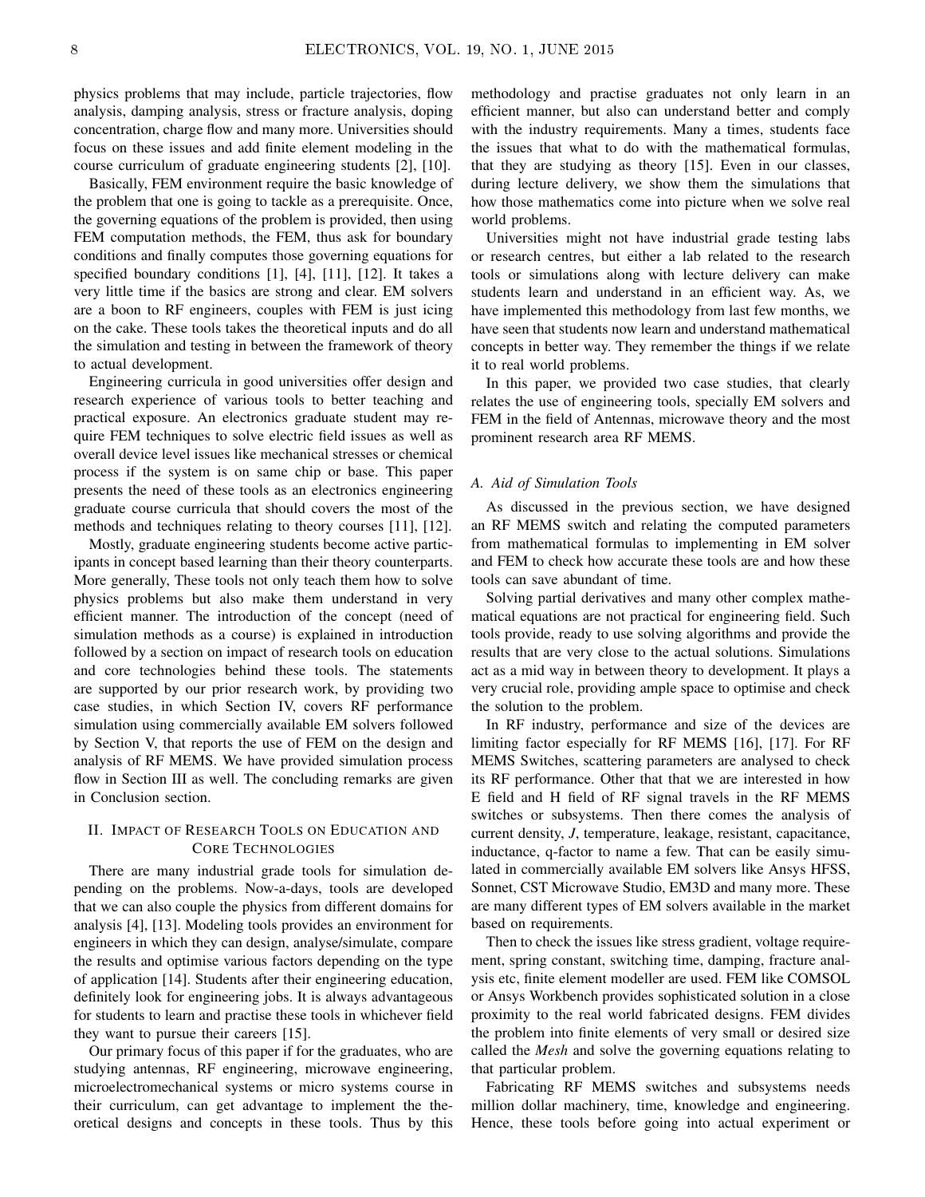physics problems that may include, particle trajectories, flow analysis, damping analysis, stress or fracture analysis, doping concentration, charge flow and many more. Universities should focus on these issues and add finite element modeling in the course curriculum of graduate engineering students [2], [10].

Basically, FEM environment require the basic knowledge of the problem that one is going to tackle as a prerequisite. Once, the governing equations of the problem is provided, then using FEM computation methods, the FEM, thus ask for boundary conditions and finally computes those governing equations for specified boundary conditions [1], [4], [11], [12]. It takes a very little time if the basics are strong and clear. EM solvers are a boon to RF engineers, couples with FEM is just icing on the cake. These tools takes the theoretical inputs and do all the simulation and testing in between the framework of theory to actual development.

Engineering curricula in good universities offer design and research experience of various tools to better teaching and practical exposure. An electronics graduate student may require FEM techniques to solve electric field issues as well as overall device level issues like mechanical stresses or chemical process if the system is on same chip or base. This paper presents the need of these tools as an electronics engineering graduate course curricula that should covers the most of the methods and techniques relating to theory courses [11], [12].

Mostly, graduate engineering students become active participants in concept based learning than their theory counterparts. More generally, These tools not only teach them how to solve physics problems but also make them understand in very efficient manner. The introduction of the concept (need of simulation methods as a course) is explained in introduction followed by a section on impact of research tools on education and core technologies behind these tools. The statements are supported by our prior research work, by providing two case studies, in which Section IV, covers RF performance simulation using commercially available EM solvers followed by Section V, that reports the use of FEM on the design and analysis of RF MEMS. We have provided simulation process flow in Section III as well. The concluding remarks are given in Conclusion section.

## II. Impact of Research Tools on Education and Core Technologies

There are many industrial grade tools for simulation depending on the problems. Now-a-days, tools are developed that we can also couple the physics from different domains for analysis [4], [13]. Modeling tools provides an environment for engineers in which they can design, analyse/simulate, compare the results and optimise various factors depending on the type of application [14]. Students after their engineering education, definitely look for engineering jobs. It is always advantageous for students to learn and practise these tools in whichever field they want to pursue their careers [15].

Our primary focus of this paper if for the graduates, who are studying antennas, RF engineering, microwave engineering, microelectromechanical systems or micro systems course in their curriculum, can get advantage to implement the theoretical designs and concepts in these tools. Thus by this methodology and practise graduates not only learn in an efficient manner, but also can understand better and comply with the industry requirements. Many a times, students face the issues that what to do with the mathematical formulas, that they are studying as theory [15]. Even in our classes, during lecture delivery, we show them the simulations that how those mathematics come into picture when we solve real world problems.

Universities might not have industrial grade testing labs or research centres, but either a lab related to the research tools or simulations along with lecture delivery can make students learn and understand in an efficient way. As, we have implemented this methodology from last few months, we have seen that students now learn and understand mathematical concepts in better way. They remember the things if we relate it to real world problems.

In this paper, we provided two case studies, that clearly relates the use of engineering tools, specially EM solvers and FEM in the field of Antennas, microwave theory and the most prominent research area RF MEMS.

### A. Aid of Simulation Tools

As discussed in the previous section, we have designed an RF MEMS switch and relating the computed parameters from mathematical formulas to implementing in EM solver and FEM to check how accurate these tools are and how these tools can save abundant of time.

Solving partial derivatives and many other complex mathematical equations are not practical for engineering field. Such tools provide, ready to use solving algorithms and provide the results that are very close to the actual solutions. Simulations act as a mid way in between theory to development. It plays a very crucial role, providing ample space to optimise and check the solution to the problem.

In RF industry, performance and size of the devices are limiting factor especially for RF MEMS [16], [17]. For RF MEMS Switches, scattering parameters are analysed to check its RF performance. Other that that we are interested in how E field and H field of RF signal travels in the RF MEMS switches or subsystems. Then there comes the analysis of current density, *J*, temperature, leakage, resistant, capacitance, inductance, q-factor to name a few. That can be easily simulated in commercially available EM solvers like Ansys HFSS, Sonnet, CST Microwave Studio, EM3D and many more. These are many different types of EM solvers available in the market based on requirements.

Then to check the issues like stress gradient, voltage requirement, spring constant, switching time, damping, fracture analysis etc, finite element modeller are used. FEM like COMSOL or Ansys Workbench provides sophisticated solution in a close proximity to the real world fabricated designs. FEM divides the problem into finite elements of very small or desired size called the *Mesh* and solve the governing equations relating to that particular problem.

Fabricating RF MEMS switches and subsystems needs million dollar machinery, time, knowledge and engineering. Hence, these tools before going into actual experiment or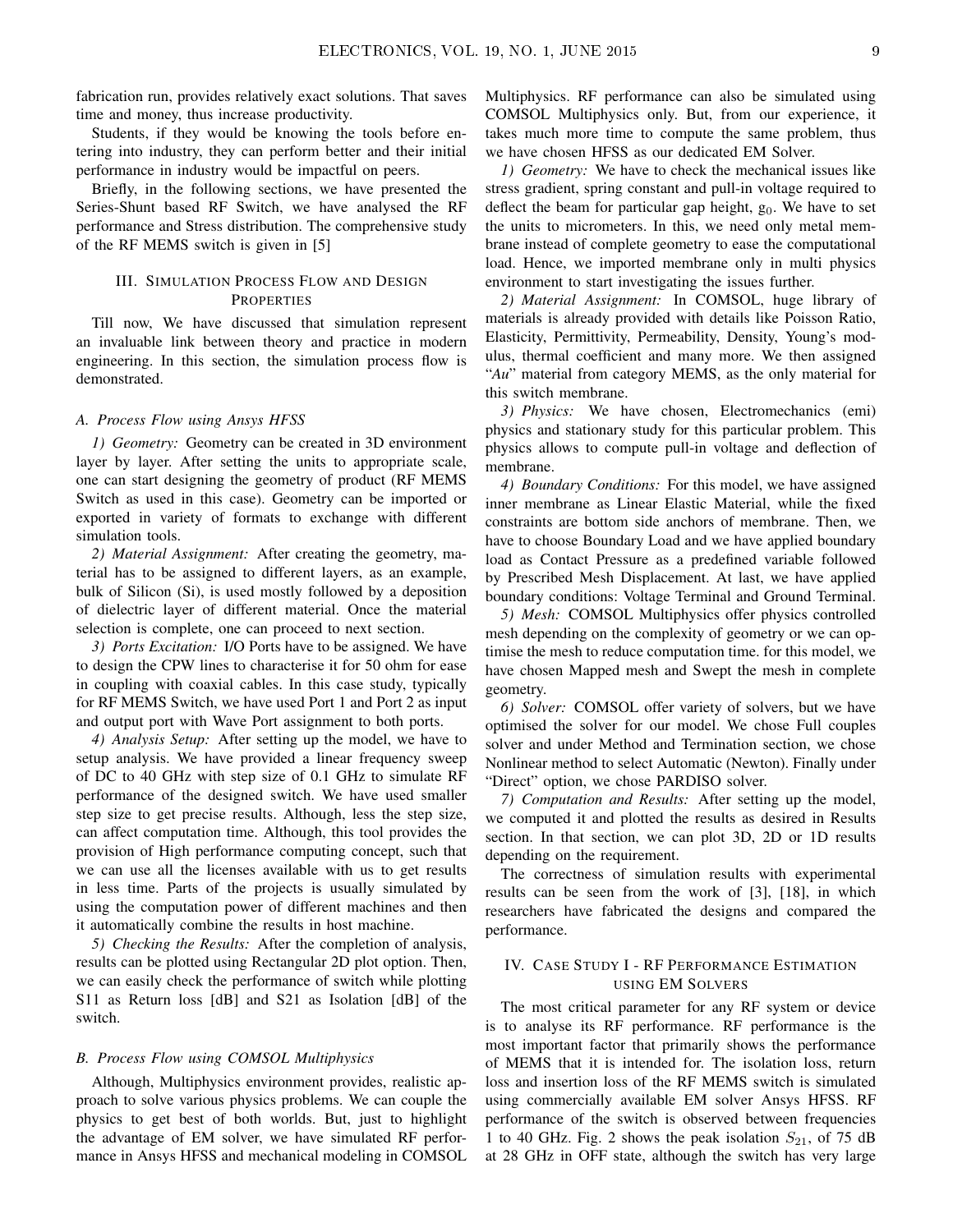fabrication run, provides relatively exact solutions. That saves time and money, thus increase productivity.

Students, if they would be knowing the tools before entering into industry, they can perform better and their initial performance in industry would be impactful on peers.

Briefly, in the following sections, we have presented the Series-Shunt based RF Switch, we have analysed the RF performance and Stress distribution. The comprehensive study of the RF MEMS switch is given in [5]

## III. Simulation Process Flow and Design Properties

Till now, We have discussed that simulation represent an invaluable link between theory and practice in modern engineering. In this section, the simulation process flow is demonstrated.

### A. Process Flow using Ansys HFSS

*1) Geometry:* Geometry can be created in 3D environment layer by layer. After setting the units to appropriate scale, one can start designing the geometry of product (RF MEMS Switch as used in this case). Geometry can be imported or exported in variety of formats to exchange with different simulation tools.

*2) Material Assignment:* After creating the geometry, material has to be assigned to different layers, as an example, bulk of Silicon (Si), is used mostly followed by a deposition of dielectric layer of different material. Once the material selection is complete, one can proceed to next section.

*3) Ports Excitation:* I/O Ports have to be assigned. We have to design the CPW lines to characterise it for 50 ohm for ease in coupling with coaxial cables. In this case study, typically for RF MEMS Switch, we have used Port 1 and Port 2 as input and output port with Wave Port assignment to both ports.

*4) Analysis Setup:* After setting up the model, we have to setup analysis. We have provided a linear frequency sweep of DC to 40 GHz with step size of 0.1 GHz to simulate RF performance of the designed switch. We have used smaller step size to get precise results. Although, less the step size, can affect computation time. Although, this tool provides the provision of High performance computing concept, such that we can use all the licenses available with us to get results in less time. Parts of the projects is usually simulated by using the computation power of different machines and then it automatically combine the results in host machine.

*5) Checking the Results:* After the completion of analysis, results can be plotted using Rectangular 2D plot option. Then, we can easily check the performance of switch while plotting S11 as Return loss [dB] and S21 as Isolation [dB] of the switch.

### B. Process Flow using COMSOL Multiphysics

Although, Multiphysics environment provides, realistic approach to solve various physics problems. We can couple the physics to get best of both worlds. But, just to highlight the advantage of EM solver, we have simulated RF performance in Ansys HFSS and mechanical modeling in COMSOL Multiphysics. RF performance can also be simulated using COMSOL Multiphysics only. But, from our experience, it takes much more time to compute the same problem, thus we have chosen HFSS as our dedicated EM Solver.

*1) Geometry:* We have to check the mechanical issues like stress gradient, spring constant and pull-in voltage required to deflect the beam for particular gap height, $g_0$. We have to set the units to micrometers. In this, we need only metal membrane instead of complete geometry to ease the computational load. Hence, we imported membrane only in multi physics environment to start investigating the issues further.

*2) Material Assignment:* In COMSOL, huge library of materials is already provided with details like Poisson Ratio, Elasticity, Permittivity, Permeability, Density, Young's modulus, thermal coefficient and many more. We then assigned "*Au*" material from category MEMS, as the only material for this switch membrane.

*3) Physics:* We have chosen, Electromechanics (emi) physics and stationary study for this particular problem. This physics allows to compute pull-in voltage and deflection of membrane.

*4) Boundary Conditions:* For this model, we have assigned inner membrane as Linear Elastic Material, while the fixed constraints are bottom side anchors of membrane. Then, we have to choose Boundary Load and we have applied boundary load as Contact Pressure as a predefined variable followed by Prescribed Mesh Displacement. At last, we have applied boundary conditions: Voltage Terminal and Ground Terminal.

*5) Mesh:* COMSOL Multiphysics offer physics controlled mesh depending on the complexity of geometry or we can optimise the mesh to reduce computation time. for this model, we have chosen Mapped mesh and Swept the mesh in complete geometry.

*6) Solver:* COMSOL offer variety of solvers, but we have optimised the solver for our model. We chose Full couples solver and under Method and Termination section, we chose Nonlinear method to select Automatic (Newton). Finally under "Direct" option, we chose PARDISO solver.

*7) Computation and Results:* After setting up the model, we computed it and plotted the results as desired in Results section. In that section, we can plot 3D, 2D or 1D results depending on the requirement.

The correctness of simulation results with experimental results can be seen from the work of [3], [18], in which researchers have fabricated the designs and compared the performance.

## IV. Case Study I - RF Performance Estimation using EM Solvers

The most critical parameter for any RF system or device is to analyse its RF performance. RF performance is the most important factor that primarily shows the performance of MEMS that it is intended for. The isolation loss, return loss and insertion loss of the RF MEMS switch is simulated using commercially available EM solver Ansys HFSS. RF performance of the switch is observed between frequencies 1 to 40 GHz. Fig. 2 shows the peak isolation $S_{21}$, of 75 dB at 28 GHz in OFF state, although the switch has very large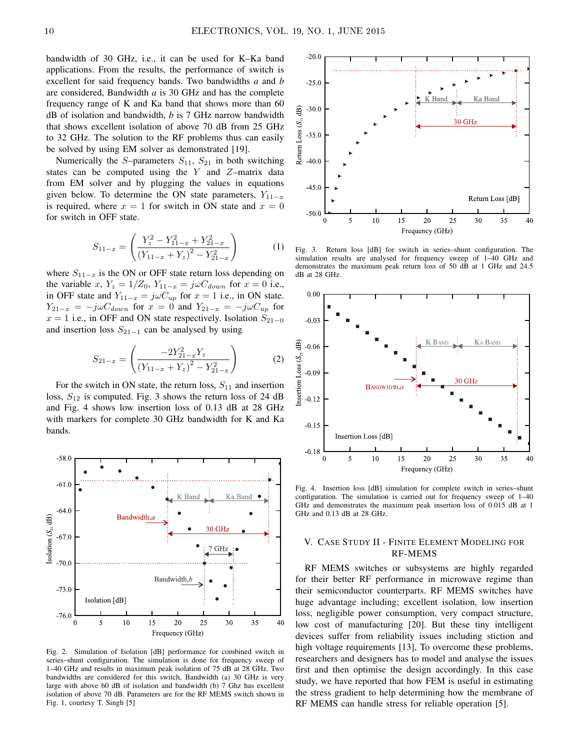bandwidth of 30 GHz, i.e., it can be used for K–Ka band applications. From the results, the performance of switch is excellent for said frequency bands. Two bandwidths *a* and *b* are considered, Bandwidth *a* is 30 GHz and has the complete frequency range of K and Ka band that shows more than 60 dB of isolation and bandwidth, *b* is 7 GHz narrow bandwidth that shows excellent isolation of above 70 dB from 25 GHz to 32 GHz. The solution to the RF problems thus can easily be solved by using EM solver as demonstrated [19].

Numerically the $S$–parameters $S_{11}$, $S_{21}$ in both switching states can be computed using the $Y$ and $Z$–matrix data from EM solver and by plugging the values in equations given below. To determine the ON state parameters, $Y_{11-x}$ is required, where $x = 1$ for switch in ON state and $x = 0$ for switch in OFF state.

$$S_{11-x} = \left( \frac{Y_z^2 - Y_{11-x}^2 + Y_{21-x}^2}{\left(Y_{11-x} + Y_z\right)^2 - Y_{21-x}^2} \right) \tag{1}$$

where $S_{11-x}$ is the ON or OFF state return loss depending on the variable $x$, $Y_z = 1/Z_0$, $Y_{11-x} = j\omega C_{down}$ for $x = 0$ i.e., in OFF state and $Y_{11-x} = j\omega C_{up}$ for $x = 1$ i.e., in ON state. $Y_{21-x} = -j\omega C_{down}$ for $x = 0$ and $Y_{21-x} = -j\omega C_{up}$ for $x = 1$ i.e., in OFF and ON state respectively. Isolation $S_{21-0}$ and insertion loss $S_{21-1}$ can be analysed by using

$$S_{21-x} = \left( \frac{-2Y_{21-x}^2 Y_z}{\left(Y_{11-x} + Y_z\right)^2 - Y_{21-x}^2} \right) \tag{2}$$

For the switch in ON state, the return loss, $S_{11}$ and insertion loss, $S_{12}$ is computed. Fig. 3 shows the return loss of 24 dB and Fig. 4 shows low insertion loss of 0.13 dB at 28 GHz with markers for complete 30 GHz bandwidth for K and Ka bands.

Fig. 2. Simulation of Isolation [dB] performance for combined switch in series–shunt configuration. The simulation is done for frequency sweep of 1–40 GHz and results in maximum peak isolation of 75 dB at 28 GHz. Two bandwidths are considered for this switch, Bandwidth (a) 30 GHz is very large with above 60 dB of isolation and bandwidth (b) 7 Ghz has excellent isolation of above 70 dB. Parameters are for the RF MEMS switch shown in Fig. 1, courtesy T. Singh [5]

Fig. 3. Return loss [dB] for switch in series–shunt configuration. The simulation results are analysed for frequency sweep of 1–40 GHz and demonstrates the maximum peak return loss of 50 dB at 1 GHz and 24.5 dB at 28 GHz.

Fig. 4. Insertion loss [dB] simulation for complete switch in series–shunt configuration. The simulation is carried out for frequency sweep of 1–40 GHz and demonstrates the maximum peak insertion loss of 0.015 dB at 1 GHz and 0.13 dB at 28 GHz.

## V. Case Study II - Finite Element Modeling for RF-MEMS

RF MEMS switches or subsystems are highly regarded for their better RF performance in microwave regime than their semiconductor counterparts. RF MEMS switches have huge advantage including; excellent isolation, low insertion loss, negligible power consumption, very compact structure, low cost of manufacturing [20]. But these tiny intelligent devices suffer from reliability issues including stiction and high voltage requirements [13], To overcome these problems, researchers and designers has to model and analyse the issues first and then optimise the design accordingly. In this case study, we have reported that how FEM is useful in estimating the stress gradient to help determining how the membrane of RF MEMS can handle stress for reliable operation [5].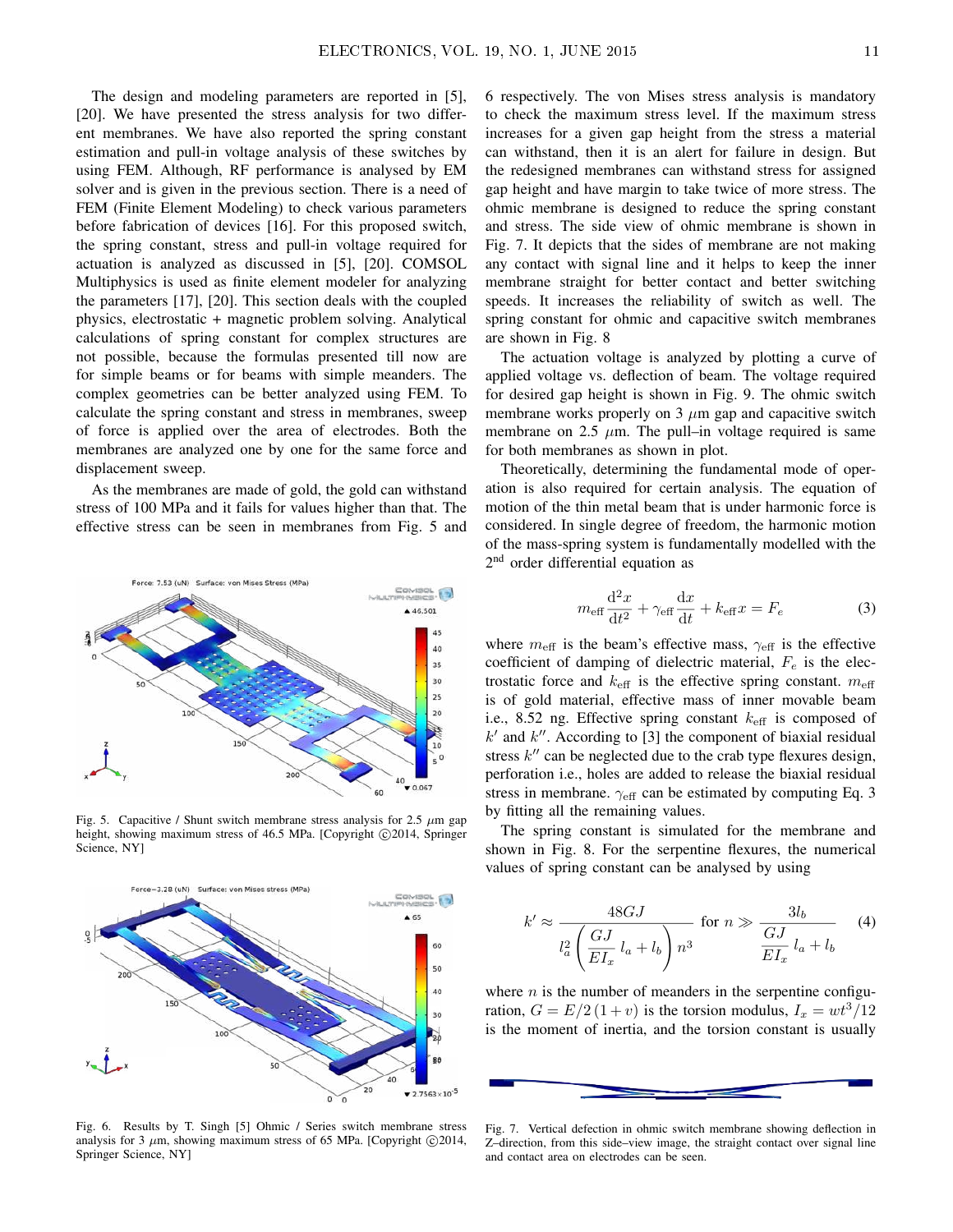The design and modeling parameters are reported in [5], [20]. We have presented the stress analysis for two different membranes. We have also reported the spring constant estimation and pull-in voltage analysis of these switches by using FEM. Although, RF performance is analysed by EM solver and is given in the previous section. There is a need of FEM (Finite Element Modeling) to check various parameters before fabrication of devices [16]. For this proposed switch, the spring constant, stress and pull-in voltage required for actuation is analyzed as discussed in [5], [20]. COMSOL Multiphysics is used as finite element modeler for analyzing the parameters [17], [20]. This section deals with the coupled physics, electrostatic + magnetic problem solving. Analytical calculations of spring constant for complex structures are not possible, because the formulas presented till now are for simple beams or for beams with simple meanders. The complex geometries can be better analyzed using FEM. To calculate the spring constant and stress in membranes, sweep of force is applied over the area of electrodes. Both the membranes are analyzed one by one for the same force and displacement sweep.

As the membranes are made of gold, the gold can withstand stress of 100 MPa and it fails for values higher than that. The effective stress can be seen in membranes from Fig. 5 and 6 respectively. The von Mises stress analysis is mandatory to check the maximum stress level. If the maximum stress increases for a given gap height from the stress a material can withstand, then it is an alert for failure in design. But the redesigned membranes can withstand stress for assigned gap height and have margin to take twice of more stress. The ohmic membrane is designed to reduce the spring constant and stress. The side view of ohmic membrane is shown in Fig. 7. It depicts that the sides of membrane are not making any contact with signal line and it helps to keep the inner membrane straight for better contact and better switching speeds. It increases the reliability of switch as well. The spring constant for ohmic and capacitive switch membranes are shown in Fig. 8

Fig. 5. Capacitive / Shunt switch membrane stress analysis for 2.5 $\mu$m gap height, showing maximum stress of 46.5 MPa. [Copyright ©2014, Springer Science, NY]

Fig. 6. Results by T. Singh [5] Ohmic / Series switch membrane stress analysis for 3 $\mu$m, showing maximum stress of 65 MPa. [Copyright ©2014, Springer Science, NY]

The actuation voltage is analyzed by plotting a curve of applied voltage vs. deflection of beam. The voltage required for desired gap height is shown in Fig. 9. The ohmic switch membrane works properly on 3 $\mu$m gap and capacitive switch membrane on 2.5 $\mu$m. The pull–in voltage required is same for both membranes as shown in plot.

Theoretically, determining the fundamental mode of operation is also required for certain analysis. The equation of motion of the thin metal beam that is under harmonic force is considered. In single degree of freedom, the harmonic motion of the mass-spring system is fundamentally modelled with the 2nd order differential equation as

$$m_{\text{eff}} \frac{\mathrm{d}^2 x}{\mathrm{d}t^2} + \gamma_{\text{eff}} \frac{\mathrm{d}x}{\mathrm{d}t} + k_{\text{eff}} x = F_e \tag{3}$$

where $m_{\text{eff}}$ is the beam's effective mass, $\gamma_{\text{eff}}$ is the effective coefficient of damping of dielectric material, $F_e$ is the electrostatic force and $k_{\text{eff}}$ is the effective spring constant. $m_{\text{eff}}$ is of gold material, effective mass of inner movable beam i.e., 8.52 ng. Effective spring constant $k_{\text{eff}}$ is composed of $k'$ and $k''$. According to [3] the component of biaxial residual stress $k''$ can be neglected due to the crab type flexures design, perforation i.e., holes are added to release the biaxial residual stress in membrane. $\gamma_{\text{eff}}$ can be estimated by computing Eq. 3 by fitting all the remaining values.

The spring constant is simulated for the membrane and shown in Fig. 8. For the serpentine flexures, the numerical values of spring constant can be analysed by using

$$k' \approx \frac{48GJ}{l_a^2\left(\dfrac{GJ}{EI_x}\,l_a + l_b\right)n^3} \quad \text{for } n \gg \frac{3l_b}{\dfrac{GJ}{EI_x}\,l_a + l_b} \tag{4}$$

where $n$ is the number of meanders in the serpentine configuration, $G = E/2\,(1+v)$ is the torsion modulus, $I_x = wt^3/12$ is the moment of inertia, and the torsion constant is usually

Fig. 7. Vertical defection in ohmic switch membrane showing deflection in Z–direction, from this side–view image, the straight contact over signal line and contact area on electrodes can be seen.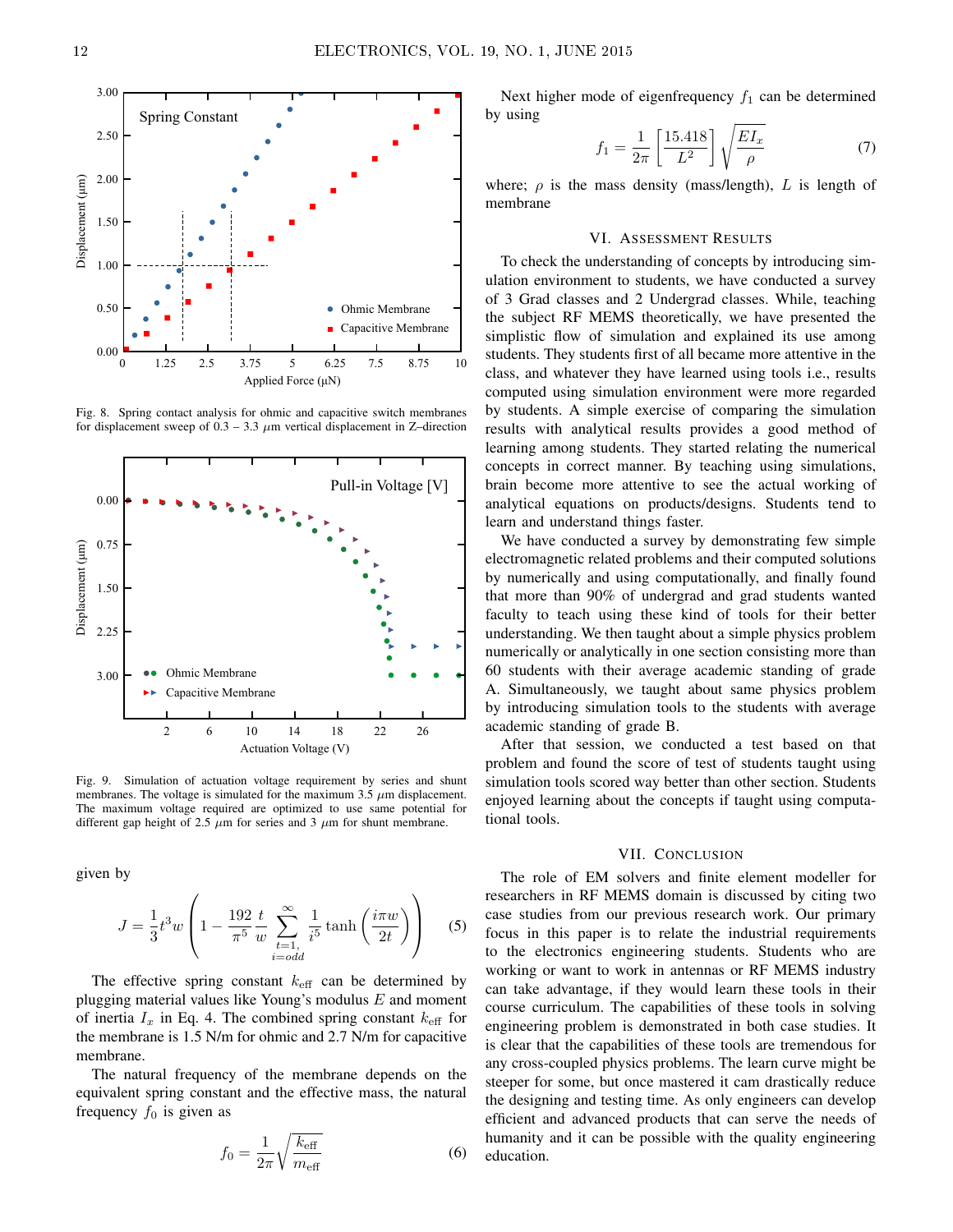Fig. 8. Spring contact analysis for ohmic and capacitive switch membranes for displacement sweep of 0.3 – 3.3 $\mu$m vertical displacement in Z–direction

Fig. 9. Simulation of actuation voltage requirement by series and shunt membranes. The voltage is simulated for the maximum 3.5 $\mu$m displacement. The maximum voltage required are optimized to use same potential for different gap height of 2.5 $\mu$m for series and 3 $\mu$m for shunt membrane.

given by

$$J = \frac{1}{3}t^3 w \left(1 - \frac{192}{\pi^5}\frac{t}{w}\sum_{\substack{t=1,\\ i=odd}}^{\infty}\frac{1}{i^5}\tanh\left(\frac{i\pi w}{2t}\right)\right) \tag{5}$$

The effective spring constant $k_{\text{eff}}$ can be determined by plugging material values like Young's modulus $E$ and moment of inertia $I_x$ in Eq. 4. The combined spring constant $k_{\text{eff}}$ for the membrane is 1.5 N/m for ohmic and 2.7 N/m for capacitive membrane.

The natural frequency of the membrane depends on the equivalent spring constant and the effective mass, the natural frequency $f_0$ is given as

$$f_0 = \frac{1}{2\pi}\sqrt{\frac{k_{\text{eff}}}{m_{\text{eff}}}} \tag{6}$$

Next higher mode of eigenfrequency $f_1$ can be determined by using

$$f_1 = \frac{1}{2\pi}\left[\frac{15.418}{L^2}\right]\sqrt{\frac{EI_x}{\rho}} \tag{7}$$

where; $\rho$ is the mass density (mass/length), $L$ is length of membrane

## VI. Assessment Results

To check the understanding of concepts by introducing simulation environment to students, we have conducted a survey of 3 Grad classes and 2 Undergrad classes. While, teaching the subject RF MEMS theoretically, we have presented the simplistic flow of simulation and explained its use among students. They students first of all became more attentive in the class, and whatever they have learned using tools i.e., results computed using simulation environment were more regarded by students. A simple exercise of comparing the simulation results with analytical results provides a good method of learning among students. They started relating the numerical concepts in correct manner. By teaching using simulations, brain become more attentive to see the actual working of analytical equations on products/designs. Students tend to learn and understand things faster.

We have conducted a survey by demonstrating few simple electromagnetic related problems and their computed solutions by numerically and using computationally, and finally found that more than 90% of undergrad and grad students wanted faculty to teach using these kind of tools for their better understanding. We then taught about a simple physics problem numerically or analytically in one section consisting more than 60 students with their average academic standing of grade A. Simultaneously, we taught about same physics problem by introducing simulation tools to the students with average academic standing of grade B.

After that session, we conducted a test based on that problem and found the score of test of students taught using simulation tools scored way better than other section. Students enjoyed learning about the concepts if taught using computational tools.

## VII. Conclusion

The role of EM solvers and finite element modeller for researchers in RF MEMS domain is discussed by citing two case studies from our previous research work. Our primary focus in this paper is to relate the industrial requirements to the electronics engineering students. Students who are working or want to work in antennas or RF MEMS industry can take advantage, if they would learn these tools in their course curriculum. The capabilities of these tools in solving engineering problem is demonstrated in both case studies. It is clear that the capabilities of these tools are tremendous for any cross-coupled physics problems. The learn curve might be steeper for some, but once mastered it cam drastically reduce the designing and testing time. As only engineers can develop efficient and advanced products that can serve the needs of humanity and it can be possible with the quality engineering education.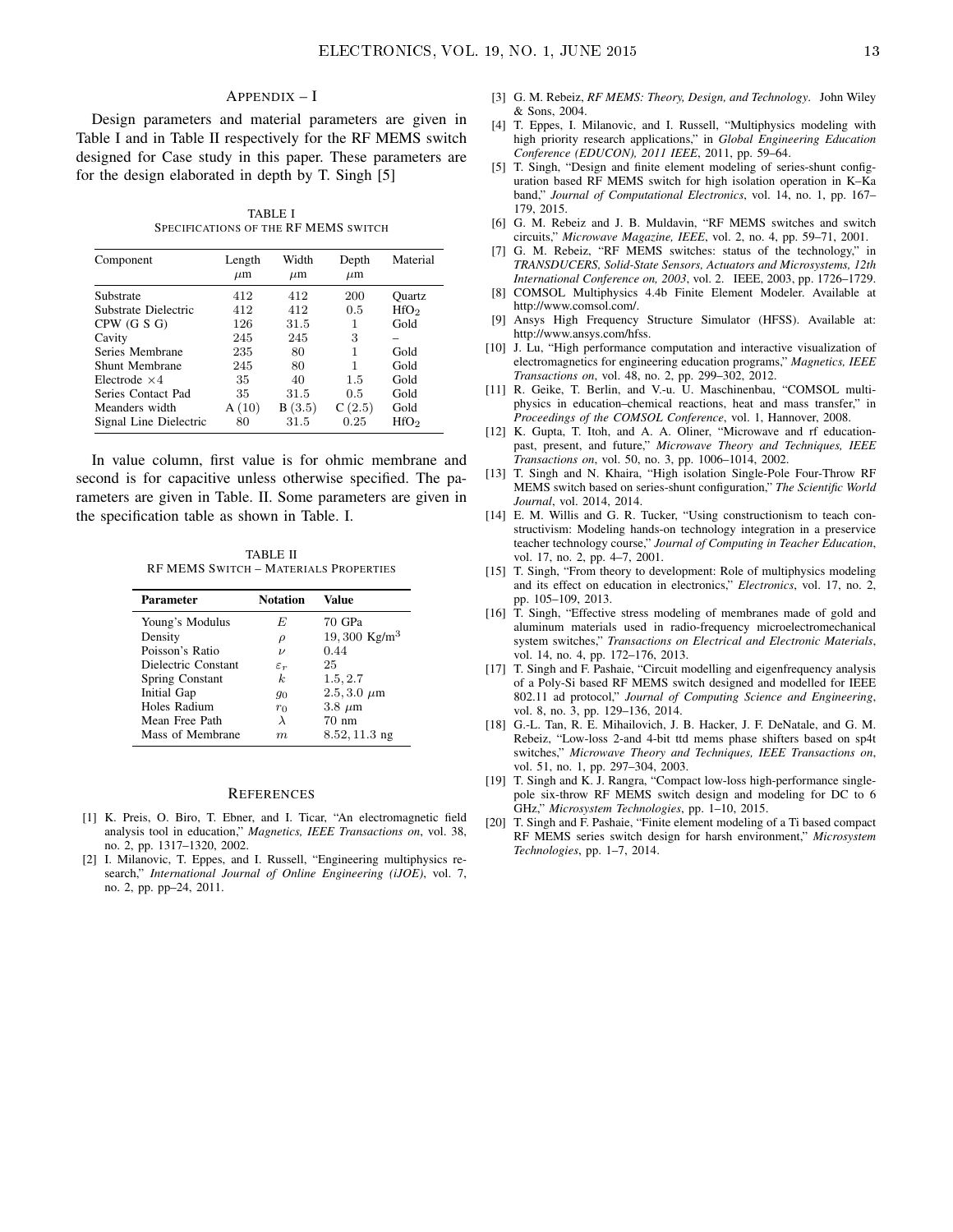## Appendix – I

Design parameters and material parameters are given in Table I and in Table II respectively for the RF MEMS switch designed for Case study in this paper. These parameters are for the design elaborated in depth by T. Singh [5]

TABLE I
SPECIFICATIONS OF THE RF MEMS SWITCH

| Component | Length $\mu$m | Width $\mu$m | Depth $\mu$m | Material |
|---|---|---|---|---|
| Substrate | 412 | 412 | 200 | Quartz |
| Substrate Dielectric | 412 | 412 | 0.5 | $HfO_2$ |
| CPW (G S G) | 126 | 31.5 | 1 | Gold |
| Cavity | 245 | 245 | 3 | – |
| Series Membrane | 235 | 80 | 1 | Gold |
| Shunt Membrane | 245 | 80 | 1 | Gold |
| Electrode $\times 4$ | 35 | 40 | 1.5 | Gold |
| Series Contact Pad | 35 | 31.5 | 0.5 | Gold |
| Meanders width | A (10) | B (3.5) | C (2.5) | Gold |
| Signal Line Dielectric | 80 | 31.5 | 0.25 | $HfO_2$ |

In value column, first value is for ohmic membrane and second is for capacitive unless otherwise specified. The parameters are given in Table. II. Some parameters are given in the specification table as shown in Table. I.

TABLE II
RF MEMS SWITCH – MATERIALS PROPERTIES

| **Parameter** | **Notation** | **Value** |
|---|---|---|
| Young's Modulus | $E$ | 70 GPa |
| Density | $\rho$ | $19,300$ Kg/m$^3$ |
| Poisson's Ratio | $\nu$ | 0.44 |
| Dielectric Constant | $\varepsilon_r$ | 25 |
| Spring Constant | $k$ | $1.5, 2.7$ |
| Initial Gap | $g_0$ | $2.5, 3.0$ $\mu$m |
| Holes Radium | $r_0$ | 3.8 $\mu$m |
| Mean Free Path | $\lambda$ | 70 nm |
| Mass of Membrane | $m$ | $8.52, 11.3$ ng |

## References

[1] K. Preis, O. Biro, T. Ebner, and I. Ticar, "An electromagnetic field analysis tool in education," *Magnetics, IEEE Transactions on*, vol. 38, no. 2, pp. 1317–1320, 2002.

[2] I. Milanovic, T. Eppes, and I. Russell, "Engineering multiphysics research," *International Journal of Online Engineering (iJOE)*, vol. 7, no. 2, pp. pp–24, 2011.

[3] G. M. Rebeiz, *RF MEMS: Theory, Design, and Technology*. John Wiley & Sons, 2004.

[4] T. Eppes, I. Milanovic, and I. Russell, "Multiphysics modeling with high priority research applications," in *Global Engineering Education Conference (EDUCON), 2011 IEEE*, 2011, pp. 59–64.

[5] T. Singh, "Design and finite element modeling of series-shunt configuration based RF MEMS switch for high isolation operation in K–Ka band," *Journal of Computational Electronics*, vol. 14, no. 1, pp. 167–179, 2015.

[6] G. M. Rebeiz and J. B. Muldavin, "RF MEMS switches and switch circuits," *Microwave Magazine, IEEE*, vol. 2, no. 4, pp. 59–71, 2001.

[7] G. M. Rebeiz, "RF MEMS switches: status of the technology," in *TRANSDUCERS, Solid-State Sensors, Actuators and Microsystems, 12th International Conference on, 2003*, vol. 2. IEEE, 2003, pp. 1726–1729.

[8] COMSOL Multiphysics 4.4b Finite Element Modeler. Available at http://www.comsol.com/.

[9] Ansys High Frequency Structure Simulator (HFSS). Available at: http://www.ansys.com/hfss.

[10] J. Lu, "High performance computation and interactive visualization of electromagnetics for engineering education programs," *Magnetics, IEEE Transactions on*, vol. 48, no. 2, pp. 299–302, 2012.

[11] R. Geike, T. Berlin, and V.-u. U. Maschinenbau, "COMSOL multiphysics in education–chemical reactions, heat and mass transfer," in *Proceedings of the COMSOL Conference*, vol. 1, Hannover, 2008.

[12] K. Gupta, T. Itoh, and A. A. Oliner, "Microwave and rf education-past, present, and future," *Microwave Theory and Techniques, IEEE Transactions on*, vol. 50, no. 3, pp. 1006–1014, 2002.

[13] T. Singh and N. Khaira, "High isolation Single-Pole Four-Throw RF MEMS switch based on series-shunt configuration," *The Scientific World Journal*, vol. 2014, 2014.

[14] E. M. Willis and G. R. Tucker, "Using constructionism to teach constructivism: Modeling hands-on technology integration in a preservice teacher technology course," *Journal of Computing in Teacher Education*, vol. 17, no. 2, pp. 4–7, 2001.

[15] T. Singh, "From theory to development: Role of multiphysics modeling and its effect on education in electronics," *Electronics*, vol. 17, no. 2, pp. 105–109, 2013.

[16] T. Singh, "Effective stress modeling of membranes made of gold and aluminum materials used in radio-frequency microelectromechanical system switches," *Transactions on Electrical and Electronic Materials*, vol. 14, no. 4, pp. 172–176, 2013.

[17] T. Singh and F. Pashaie, "Circuit modelling and eigenfrequency analysis of a Poly-Si based RF MEMS switch designed and modelled for IEEE 802.11 ad protocol," *Journal of Computing Science and Engineering*, vol. 8, no. 3, pp. 129–136, 2014.

[18] G.-L. Tan, R. E. Mihailovich, J. B. Hacker, J. F. DeNatale, and G. M. Rebeiz, "Low-loss 2-and 4-bit ttd mems phase shifters based on sp4t switches," *Microwave Theory and Techniques, IEEE Transactions on*, vol. 51, no. 1, pp. 297–304, 2003.

[19] T. Singh and K. J. Rangra, "Compact low-loss high-performance single-pole six-throw RF MEMS switch design and modeling for DC to 6 GHz," *Microsystem Technologies*, pp. 1–10, 2015.

[20] T. Singh and F. Pashaie, "Finite element modeling of a Ti based compact RF MEMS series switch design for harsh environment," *Microsystem Technologies*, pp. 1–7, 2014.